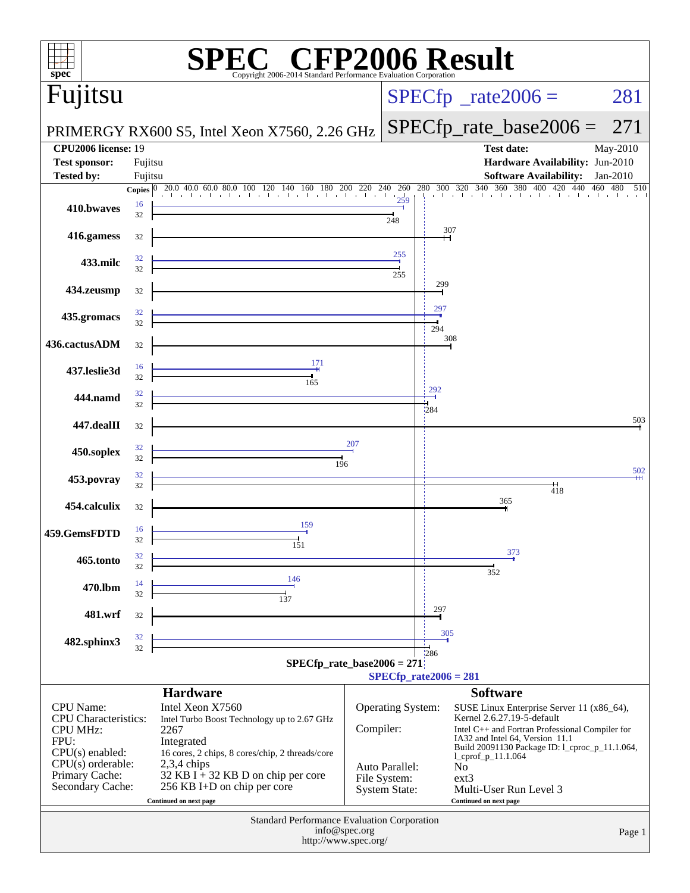# SPEC CFP2006 Result

Copyright 2006-2014 Standard Performance Evaluation Corporation

## Fujitsu

PRIMERGY RX600 S5, Intel Xeon X7560, 2.26 GHz

SPECfp_rate2006 = 281

SPECfp_rate_base2006 = 271

| | | | |
|---|---|---|---|
| **CPU2006 license:** | 19 | **Test date:** | May-2010 |
| **Test sponsor:** | Fujitsu | **Hardware Availability:** | Jun-2010 |
| **Tested by:** | Fujitsu | **Software Availability:** | Jan-2010 |

| Benchmark | Copies (peak) | Peak | Copies (base) | Base |
|---|---|---|---|---|
| 410.bwaves | 16 | 259 | 32 | 248 |
| 416.gamess | | | 32 | 307 |
| 433.milc | 32 | 255 | 32 | 255 |
| 434.zeusmp | | | 32 | 299 |
| 435.gromacs | 32 | 297 | 32 | 294 |
| 436.cactusADM | | | 32 | 308 |
| 437.leslie3d | 16 | 171 | 32 | 165 |
| 444.namd | 32 | 292 | 32 | 284 |
| 447.dealII | | | 32 | 503 |
| 450.soplex | 32 | 207 | 32 | 196 |
| 453.povray | 32 | 502 | 32 | 418 |
| 454.calculix | | | 32 | 365 |
| 459.GemsFDTD | 16 | 159 | 32 | 151 |
| 465.tonto | 32 | 373 | 32 | 352 |
| 470.lbm | 14 | 146 | 32 | 137 |
| 481.wrf | | | 32 | 297 |
| 482.sphinx3 | 32 | 305 | 32 | 286 |

SPECfp_rate_base2006 = 271

SPECfp_rate2006 = 281

## Hardware

| | |
|---|---|
| CPU Name: | Intel Xeon X7560 |
| CPU Characteristics: | Intel Turbo Boost Technology up to 2.67 GHz |
| CPU MHz: | 2267 |
| FPU: | Integrated |
| CPU(s) enabled: | 16 cores, 2 chips, 8 cores/chip, 2 threads/core |
| CPU(s) orderable: | 2,3,4 chips |
| Primary Cache: | 32 KB I + 32 KB D on chip per core |
| Secondary Cache: | 256 KB I+D on chip per core |

Continued on next page

## Software

| | |
|---|---|
| Operating System: | SUSE Linux Enterprise Server 11 (x86_64), Kernel 2.6.27.19-5-default |
| Compiler: | Intel C++ and Fortran Professional Compiler for IA32 and Intel 64, Version 11.1 Build 20091130 Package ID: l_cproc_p_11.1.064, l_cprof_p_11.1.064 |
| Auto Parallel: | No |
| File System: | ext3 |
| System State: | Multi-User Run Level 3 |

Continued on next page

Standard Performance Evaluation Corporation
info@spec.org
http://www.spec.org/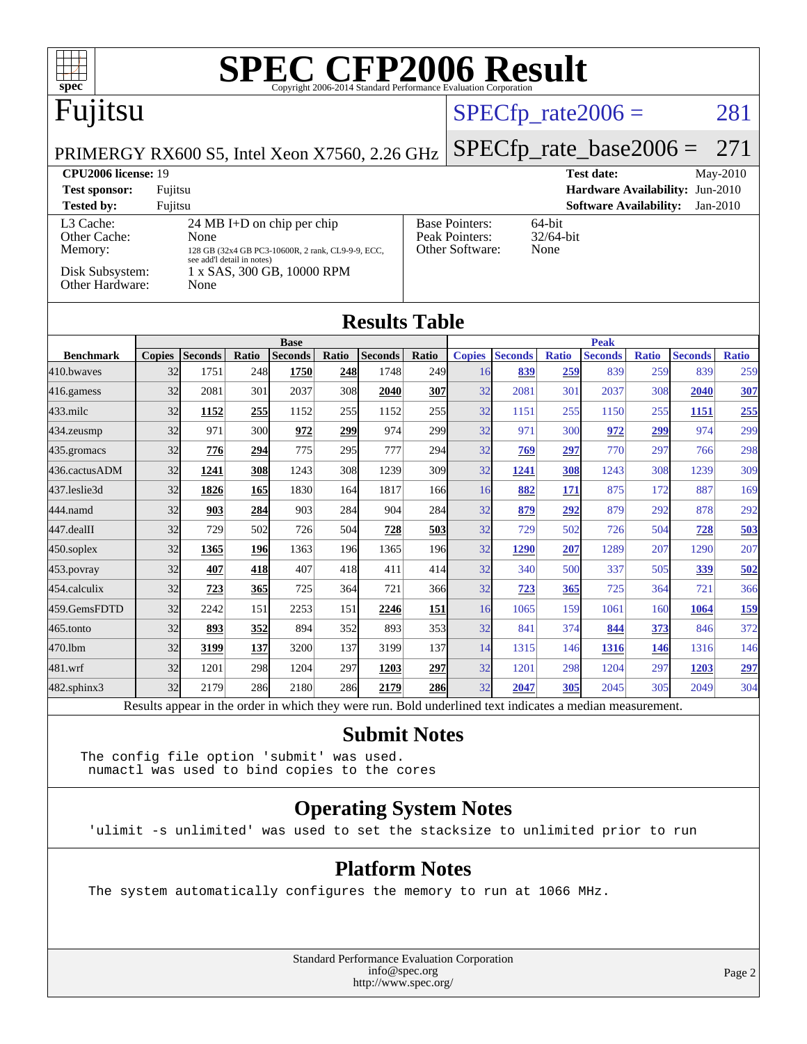# SPEC CFP2006 Result

Copyright 2006-2014 Standard Performance Evaluation Corporation

## Fujitsu

PRIMERGY RX600 S5, Intel Xeon X7560, 2.26 GHz

SPECfp_rate2006 = 281

SPECfp_rate_base2006 = 271

| | | | |
|---|---|---|---|
| **CPU2006 license:** 19 | | **Test date:** | May-2010 |
| **Test sponsor:** | Fujitsu | **Hardware Availability:** | Jun-2010 |
| **Tested by:** | Fujitsu | **Software Availability:** | Jan-2010 |

| | |
|---|---|
| L3 Cache: | 24 MB I+D on chip per chip |
| Other Cache: | None |
| Memory: | 128 GB (32x4 GB PC3-10600R, 2 rank, CL9-9-9, ECC, see add'l detail in notes) |
| Disk Subsystem: | 1 x SAS, 300 GB, 10000 RPM |
| Other Hardware: | None |

| | |
|---|---|
| Base Pointers: | 64-bit |
| Peak Pointers: | 32/64-bit |
| Other Software: | None |

## Results Table

| | Base | | | | | | | Peak | | | | | | |
|---|---|---|---|---|---|---|---|---|---|---|---|---|---|---|
| **Benchmark** | **Copies** | **Seconds** | **Ratio** | **Seconds** | **Ratio** | **Seconds** | **Ratio** | **Copies** | **Seconds** | **Ratio** | **Seconds** | **Ratio** | **Seconds** | **Ratio** |
| 410.bwaves | 32 | 1751 | 248 | **1750** | **248** | 1748 | 249 | 16 | **839** | **259** | 839 | 259 | 839 | 259 |
| 416.gamess | 32 | 2081 | 301 | 2037 | 308 | **2040** | **307** | 32 | 2081 | 301 | 2037 | 308 | **2040** | **307** |
| 433.milc | 32 | **1152** | **255** | 1152 | 255 | 1152 | 255 | 32 | 1151 | 255 | 1150 | 255 | **1151** | **255** |
| 434.zeusmp | 32 | 971 | 300 | **972** | **299** | 974 | 299 | 32 | 971 | 300 | **972** | **299** | 974 | 299 |
| 435.gromacs | 32 | **776** | **294** | 775 | 295 | 777 | 294 | 32 | **769** | **297** | 770 | 297 | 766 | 298 |
| 436.cactusADM | 32 | **1241** | **308** | 1243 | 308 | 1239 | 309 | 32 | **1241** | **308** | 1243 | 308 | 1239 | 309 |
| 437.leslie3d | 32 | **1826** | **165** | 1830 | 164 | 1817 | 166 | 16 | **882** | **171** | 875 | 172 | 887 | 169 |
| 444.namd | 32 | **903** | **284** | 903 | 284 | 904 | 284 | 32 | **879** | **292** | 879 | 292 | 878 | 292 |
| 447.dealII | 32 | 729 | 502 | 726 | 504 | **728** | **503** | 32 | 729 | 502 | 726 | 504 | **728** | **503** |
| 450.soplex | 32 | **1365** | **196** | 1363 | 196 | 1365 | 196 | 32 | **1290** | **207** | 1289 | 207 | 1290 | 207 |
| 453.povray | 32 | **407** | **418** | 407 | 418 | 411 | 414 | 32 | 340 | 500 | 337 | 505 | **339** | **502** |
| 454.calculix | 32 | **723** | **365** | 725 | 364 | 721 | 366 | 32 | **723** | **365** | 725 | 364 | 721 | 366 |
| 459.GemsFDTD | 32 | 2242 | 151 | 2253 | 151 | **2246** | **151** | 16 | 1065 | 159 | 1061 | 160 | **1064** | **159** |
| 465.tonto | 32 | **893** | **352** | 894 | 352 | 893 | 353 | 32 | 841 | 374 | **844** | **373** | 846 | 372 |
| 470.lbm | 32 | **3199** | **137** | 3200 | 137 | 3199 | 137 | 14 | 1315 | 146 | **1316** | **146** | 1316 | 146 |
| 481.wrf | 32 | 1201 | 298 | 1204 | 297 | **1203** | **297** | 32 | 1201 | 298 | 1204 | 297 | **1203** | **297** |
| 482.sphinx3 | 32 | 2179 | 286 | 2180 | 286 | **2179** | **286** | 32 | **2047** | **305** | 2045 | 305 | 2049 | 304 |

Results appear in the order in which they were run. Bold underlined text indicates a median measurement.

## Submit Notes

```
The config file option 'submit' was used.
 numactl was used to bind copies to the cores
```

## Operating System Notes

```
'ulimit -s unlimited' was used to set the stacksize to unlimited prior to run
```

## Platform Notes

```
The system automatically configures the memory to run at 1066 MHz.
```

Standard Performance Evaluation Corporation
info@spec.org
http://www.spec.org/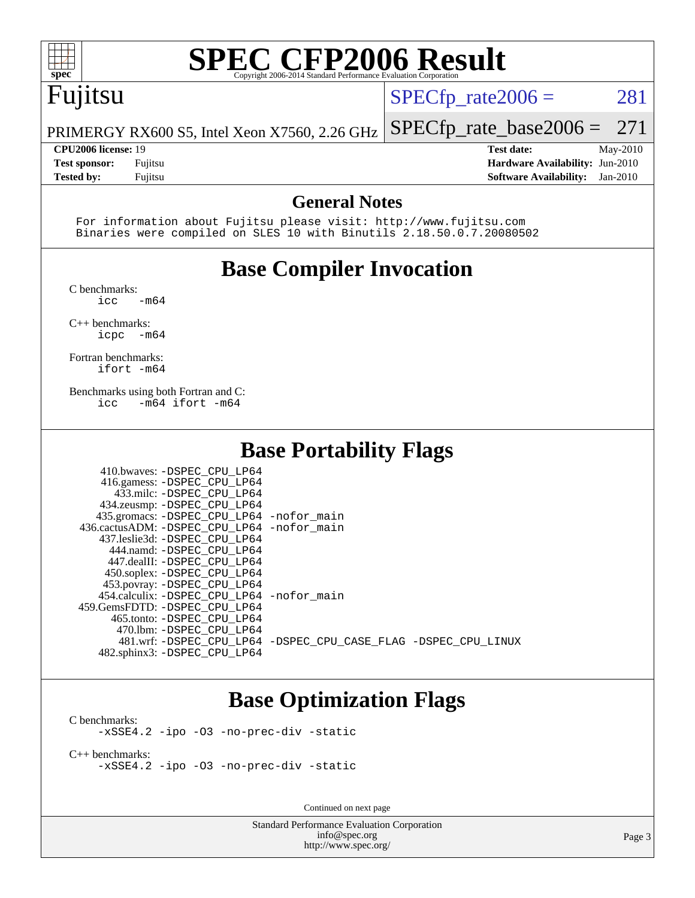# SPEC CFP2006 Result

Copyright 2006-2014 Standard Performance Evaluation Corporation

## Fujitsu

PRIMERGY RX600 S5, Intel Xeon X7560, 2.26 GHz

SPECfp_rate2006 = 281

SPECfp_rate_base2006 = 271

| | | | |
|---|---|---|---|
| **CPU2006 license:** | 19 | **Test date:** | May-2010 |
| **Test sponsor:** | Fujitsu | **Hardware Availability:** | Jun-2010 |
| **Tested by:** | Fujitsu | **Software Availability:** | Jan-2010 |

## General Notes

```
For information about Fujitsu please visit: http://www.fujitsu.com
Binaries were compiled on SLES 10 with Binutils 2.18.50.0.7.20080502
```

## Base Compiler Invocation

C benchmarks:
```
icc   -m64
```

C++ benchmarks:
```
icpc  -m64
```

Fortran benchmarks:
```
ifort -m64
```

Benchmarks using both Fortran and C:
```
icc   -m64 ifort -m64
```

## Base Portability Flags

| Benchmark | Flags |
|---|---|
| 410.bwaves: | -DSPEC_CPU_LP64 |
| 416.gamess: | -DSPEC_CPU_LP64 |
| 433.milc: | -DSPEC_CPU_LP64 |
| 434.zeusmp: | -DSPEC_CPU_LP64 |
| 435.gromacs: | -DSPEC_CPU_LP64 -nofor_main |
| 436.cactusADM: | -DSPEC_CPU_LP64 -nofor_main |
| 437.leslie3d: | -DSPEC_CPU_LP64 |
| 444.namd: | -DSPEC_CPU_LP64 |
| 447.dealII: | -DSPEC_CPU_LP64 |
| 450.soplex: | -DSPEC_CPU_LP64 |
| 453.povray: | -DSPEC_CPU_LP64 |
| 454.calculix: | -DSPEC_CPU_LP64 -nofor_main |
| 459.GemsFDTD: | -DSPEC_CPU_LP64 |
| 465.tonto: | -DSPEC_CPU_LP64 |
| 470.lbm: | -DSPEC_CPU_LP64 |
| 481.wrf: | -DSPEC_CPU_LP64 -DSPEC_CPU_CASE_FLAG -DSPEC_CPU_LINUX |
| 482.sphinx3: | -DSPEC_CPU_LP64 |

## Base Optimization Flags

C benchmarks:
```
-xSSE4.2 -ipo -O3 -no-prec-div -static
```

C++ benchmarks:
```
-xSSE4.2 -ipo -O3 -no-prec-div -static
```

Continued on next page

Standard Performance Evaluation Corporation
info@spec.org
http://www.spec.org/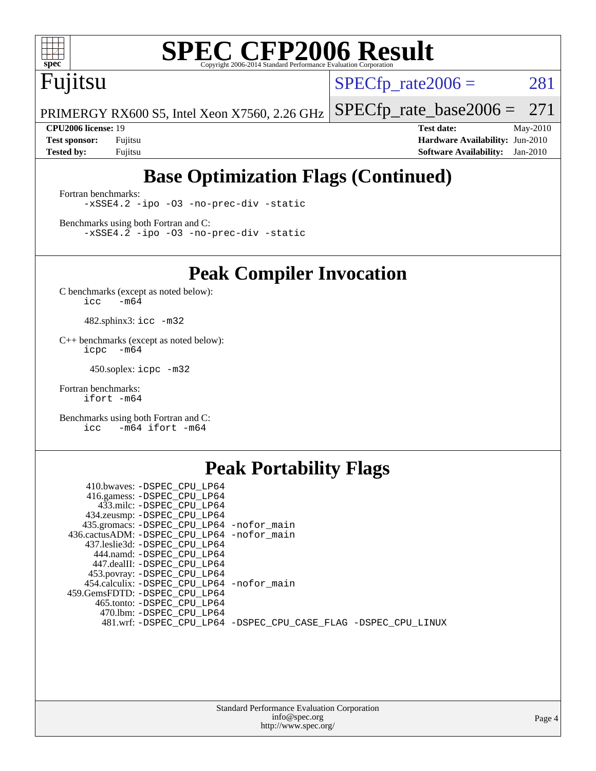# Base Optimization Flags (Continued)

Fortran benchmarks:
```
-xSSE4.2 -ipo -O3 -no-prec-div -static
```

Benchmarks using both Fortran and C:
```
-xSSE4.2 -ipo -O3 -no-prec-div -static
```

# Peak Compiler Invocation

C benchmarks (except as noted below):
```
icc   -m64
```

482.sphinx3: `icc -m32`

C++ benchmarks (except as noted below):
```
icpc  -m64
```

450.soplex: `icpc -m32`

Fortran benchmarks:
```
ifort -m64
```

Benchmarks using both Fortran and C:
```
icc   -m64 ifort -m64
```

# Peak Portability Flags

410.bwaves: -DSPEC_CPU_LP64
416.gamess: -DSPEC_CPU_LP64
433.milc: -DSPEC_CPU_LP64
434.zeusmp: -DSPEC_CPU_LP64
435.gromacs: -DSPEC_CPU_LP64 -nofor_main
436.cactusADM: -DSPEC_CPU_LP64 -nofor_main
437.leslie3d: -DSPEC_CPU_LP64
444.namd: -DSPEC_CPU_LP64
447.dealII: -DSPEC_CPU_LP64
453.povray: -DSPEC_CPU_LP64
454.calculix: -DSPEC_CPU_LP64 -nofor_main
459.GemsFDTD: -DSPEC_CPU_LP64
465.tonto: -DSPEC_CPU_LP64
470.lbm: -DSPEC_CPU_LP64
481.wrf: -DSPEC_CPU_LP64 -DSPEC_CPU_CASE_FLAG -DSPEC_CPU_LINUX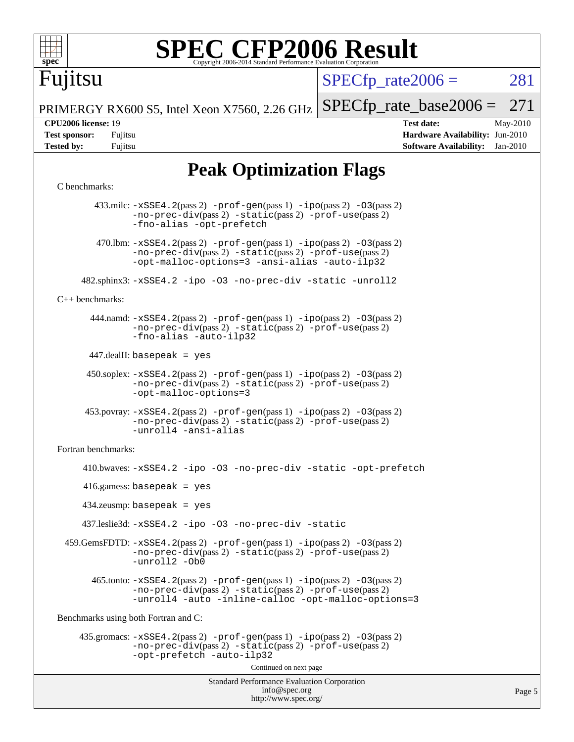# SPEC CFP2006 Result

Copyright 2006-2014 Standard Performance Evaluation Corporation

**Fujitsu**

PRIMERGY RX600 S5, Intel Xeon X7560, 2.26 GHz

SPECfp_rate2006 = 281

SPECfp_rate_base2006 = 271

**CPU2006 license:** 19
**Test sponsor:** Fujitsu
**Tested by:** Fujitsu

**Test date:** May-2010
**Hardware Availability:** Jun-2010
**Software Availability:** Jan-2010

## Peak Optimization Flags

C benchmarks:

433.milc: -xSSE4.2(pass 2) -prof-gen(pass 1) -ipo(pass 2) -O3(pass 2) -no-prec-div(pass 2) -static(pass 2) -prof-use(pass 2) -fno-alias -opt-prefetch

470.lbm: -xSSE4.2(pass 2) -prof-gen(pass 1) -ipo(pass 2) -O3(pass 2) -no-prec-div(pass 2) -static(pass 2) -prof-use(pass 2) -opt-malloc-options=3 -ansi-alias -auto-ilp32

482.sphinx3: -xSSE4.2 -ipo -O3 -no-prec-div -static -unroll2

C++ benchmarks:

444.namd: -xSSE4.2(pass 2) -prof-gen(pass 1) -ipo(pass 2) -O3(pass 2) -no-prec-div(pass 2) -static(pass 2) -prof-use(pass 2) -fno-alias -auto-ilp32

447.dealII: basepeak = yes

450.soplex: -xSSE4.2(pass 2) -prof-gen(pass 1) -ipo(pass 2) -O3(pass 2) -no-prec-div(pass 2) -static(pass 2) -prof-use(pass 2) -opt-malloc-options=3

453.povray: -xSSE4.2(pass 2) -prof-gen(pass 1) -ipo(pass 2) -O3(pass 2) -no-prec-div(pass 2) -static(pass 2) -prof-use(pass 2) -unroll4 -ansi-alias

Fortran benchmarks:

410.bwaves: -xSSE4.2 -ipo -O3 -no-prec-div -static -opt-prefetch

416.gamess: basepeak = yes

434.zeusmp: basepeak = yes

437.leslie3d: -xSSE4.2 -ipo -O3 -no-prec-div -static

459.GemsFDTD: -xSSE4.2(pass 2) -prof-gen(pass 1) -ipo(pass 2) -O3(pass 2) -no-prec-div(pass 2) -static(pass 2) -prof-use(pass 2) -unroll2 -Ob0

465.tonto: -xSSE4.2(pass 2) -prof-gen(pass 1) -ipo(pass 2) -O3(pass 2) -no-prec-div(pass 2) -static(pass 2) -prof-use(pass 2) -unroll4 -auto -inline-calloc -opt-malloc-options=3

Benchmarks using both Fortran and C:

435.gromacs: -xSSE4.2(pass 2) -prof-gen(pass 1) -ipo(pass 2) -O3(pass 2) -no-prec-div(pass 2) -static(pass 2) -prof-use(pass 2) -opt-prefetch -auto-ilp32

Continued on next page

Standard Performance Evaluation Corporation
info@spec.org
http://www.spec.org/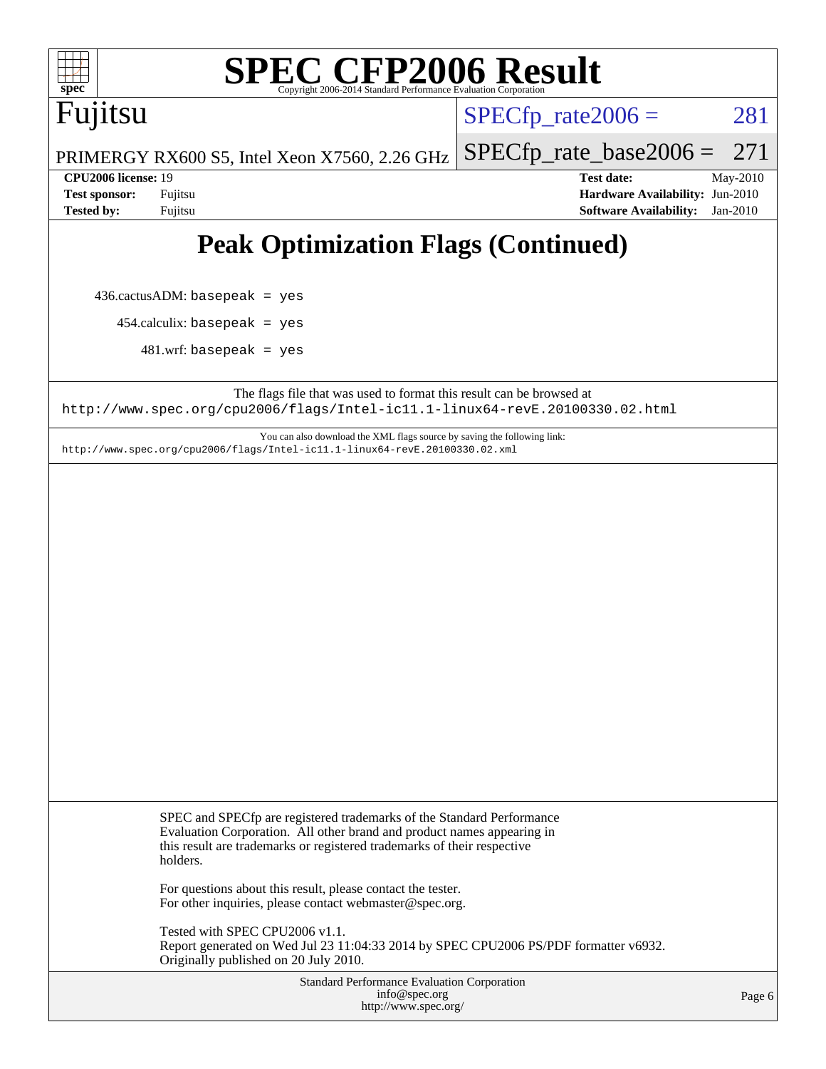# Peak Optimization Flags (Continued)

436.cactusADM: basepeak = yes

454.calculix: basepeak = yes

481.wrf: basepeak = yes

The flags file that was used to format this result can be browsed at
http://www.spec.org/cpu2006/flags/Intel-ic11.1-linux64-revE.20100330.02.html

You can also download the XML flags source by saving the following link:
http://www.spec.org/cpu2006/flags/Intel-ic11.1-linux64-revE.20100330.02.xml

SPEC and SPECfp are registered trademarks of the Standard Performance Evaluation Corporation. All other brand and product names appearing in this result are trademarks or registered trademarks of their respective holders.

For questions about this result, please contact the tester.
For other inquiries, please contact webmaster@spec.org.

Tested with SPEC CPU2006 v1.1.
Report generated on Wed Jul 23 11:04:33 2014 by SPEC CPU2006 PS/PDF formatter v6932.
Originally published on 20 July 2010.